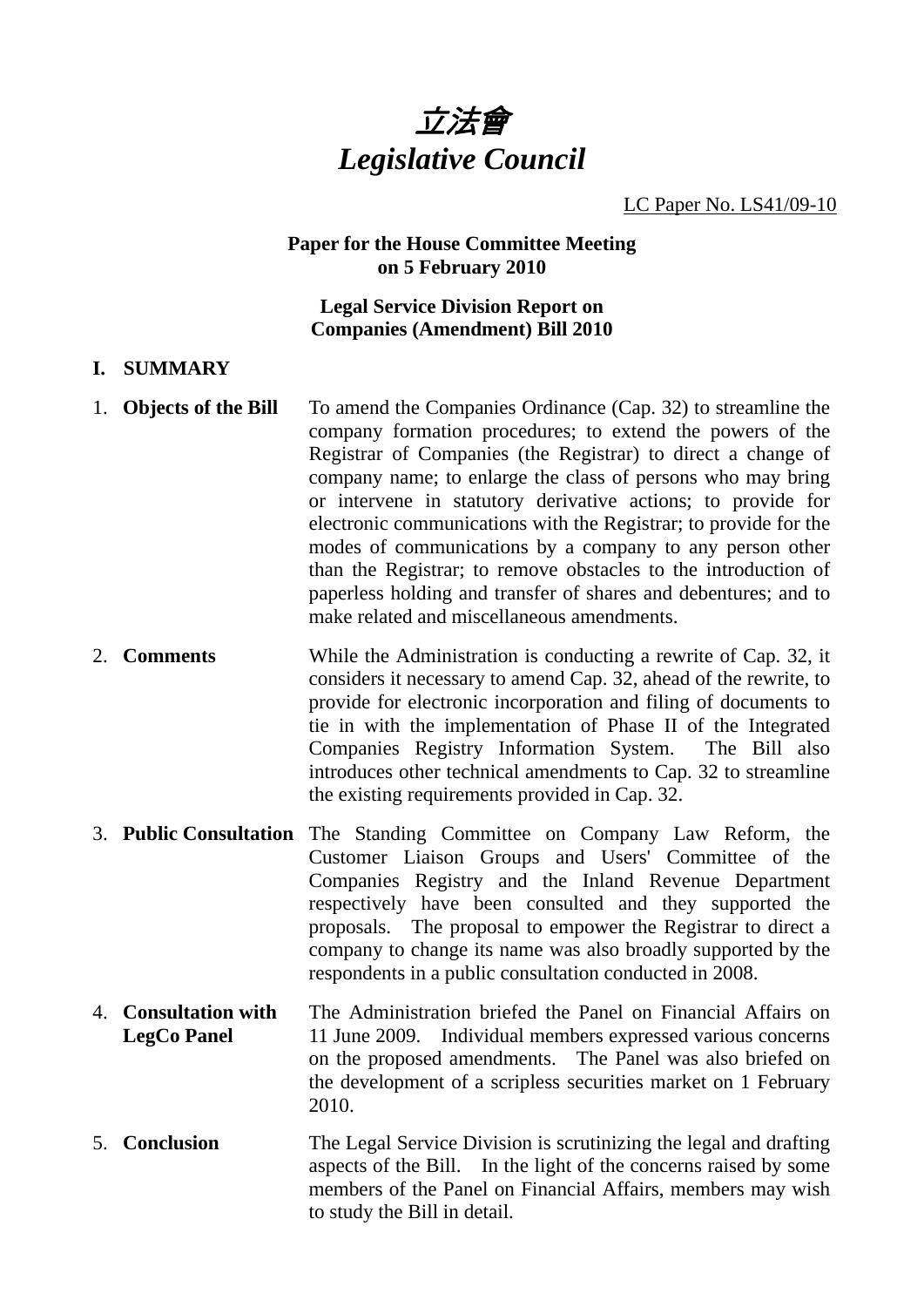# *立法會*
# *Legislative Council*

LC Paper No. LS41/09-10

**Paper for the House Committee Meeting on 5 February 2010**

**Legal Service Division Report on Companies (Amendment) Bill 2010**

## I. SUMMARY

1. **Objects of the Bill** To amend the Companies Ordinance (Cap. 32) to streamline the company formation procedures; to extend the powers of the Registrar of Companies (the Registrar) to direct a change of company name; to enlarge the class of persons who may bring or intervene in statutory derivative actions; to provide for electronic communications with the Registrar; to provide for the modes of communications by a company to any person other than the Registrar; to remove obstacles to the introduction of paperless holding and transfer of shares and debentures; and to make related and miscellaneous amendments.

2. **Comments** While the Administration is conducting a rewrite of Cap. 32, it considers it necessary to amend Cap. 32, ahead of the rewrite, to provide for electronic incorporation and filing of documents to tie in with the implementation of Phase II of the Integrated Companies Registry Information System. The Bill also introduces other technical amendments to Cap. 32 to streamline the existing requirements provided in Cap. 32.

3. **Public Consultation** The Standing Committee on Company Law Reform, the Customer Liaison Groups and Users' Committee of the Companies Registry and the Inland Revenue Department respectively have been consulted and they supported the proposals. The proposal to empower the Registrar to direct a company to change its name was also broadly supported by the respondents in a public consultation conducted in 2008.

4. **Consultation with LegCo Panel** The Administration briefed the Panel on Financial Affairs on 11 June 2009. Individual members expressed various concerns on the proposed amendments. The Panel was also briefed on the development of a scripless securities market on 1 February 2010.

5. **Conclusion** The Legal Service Division is scrutinizing the legal and drafting aspects of the Bill. In the light of the concerns raised by some members of the Panel on Financial Affairs, members may wish to study the Bill in detail.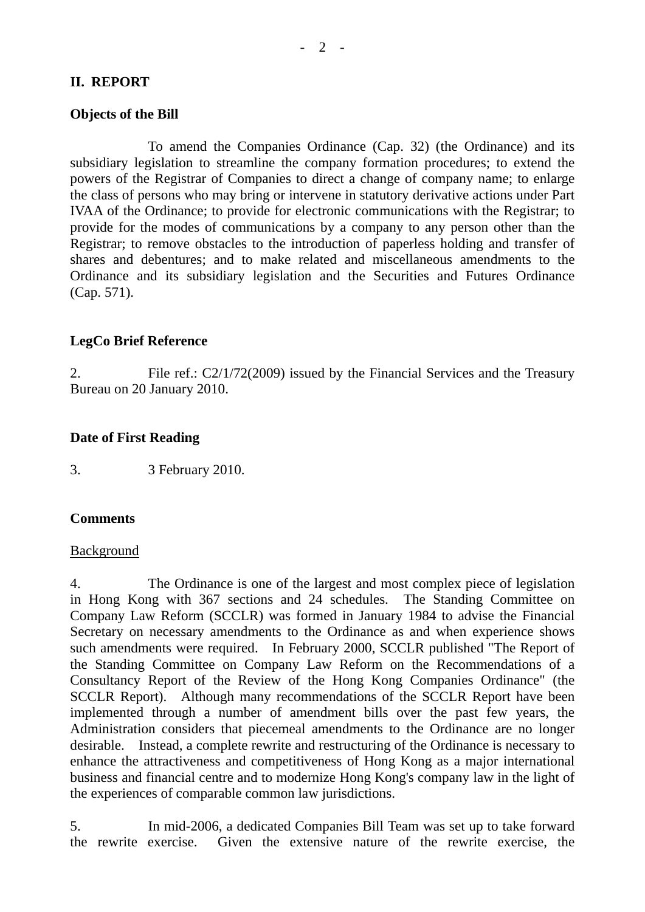## II. REPORT

### Objects of the Bill

To amend the Companies Ordinance (Cap. 32) (the Ordinance) and its subsidiary legislation to streamline the company formation procedures; to extend the powers of the Registrar of Companies to direct a change of company name; to enlarge the class of persons who may bring or intervene in statutory derivative actions under Part IVAA of the Ordinance; to provide for electronic communications with the Registrar; to provide for the modes of communications by a company to any person other than the Registrar; to remove obstacles to the introduction of paperless holding and transfer of shares and debentures; and to make related and miscellaneous amendments to the Ordinance and its subsidiary legislation and the Securities and Futures Ordinance (Cap. 571).

### LegCo Brief Reference

2. File ref.: C2/1/72(2009) issued by the Financial Services and the Treasury Bureau on 20 January 2010.

### Date of First Reading

3. 3 February 2010.

### Comments

Background

4. The Ordinance is one of the largest and most complex piece of legislation in Hong Kong with 367 sections and 24 schedules. The Standing Committee on Company Law Reform (SCCLR) was formed in January 1984 to advise the Financial Secretary on necessary amendments to the Ordinance as and when experience shows such amendments were required. In February 2000, SCCLR published "The Report of the Standing Committee on Company Law Reform on the Recommendations of a Consultancy Report of the Review of the Hong Kong Companies Ordinance" (the SCCLR Report). Although many recommendations of the SCCLR Report have been implemented through a number of amendment bills over the past few years, the Administration considers that piecemeal amendments to the Ordinance are no longer desirable. Instead, a complete rewrite and restructuring of the Ordinance is necessary to enhance the attractiveness and competitiveness of Hong Kong as a major international business and financial centre and to modernize Hong Kong's company law in the light of the experiences of comparable common law jurisdictions.

5. In mid-2006, a dedicated Companies Bill Team was set up to take forward the rewrite exercise. Given the extensive nature of the rewrite exercise, the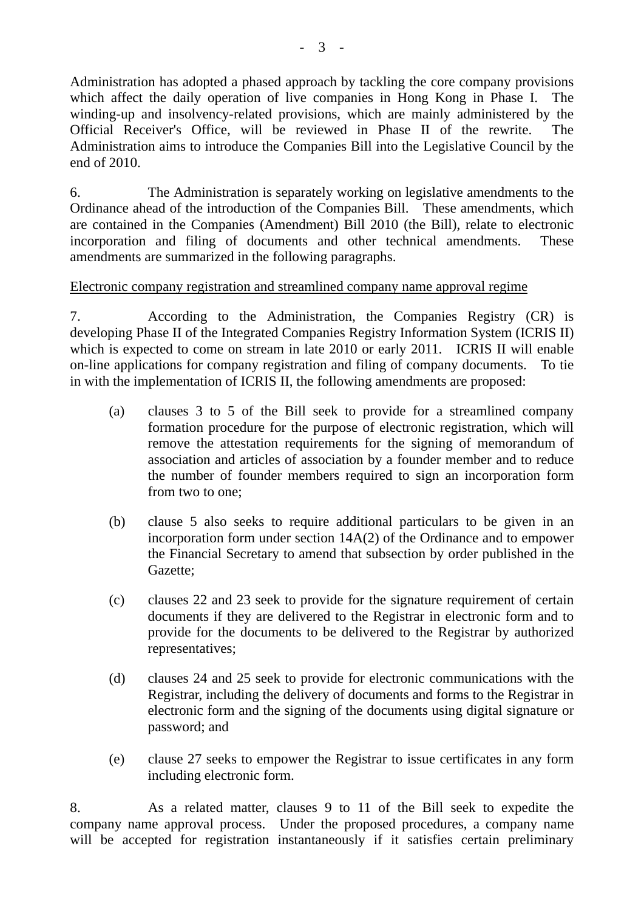Administration has adopted a phased approach by tackling the core company provisions which affect the daily operation of live companies in Hong Kong in Phase I. The winding-up and insolvency-related provisions, which are mainly administered by the Official Receiver's Office, will be reviewed in Phase II of the rewrite. The Administration aims to introduce the Companies Bill into the Legislative Council by the end of 2010.

6. The Administration is separately working on legislative amendments to the Ordinance ahead of the introduction of the Companies Bill. These amendments, which are contained in the Companies (Amendment) Bill 2010 (the Bill), relate to electronic incorporation and filing of documents and other technical amendments. These amendments are summarized in the following paragraphs.

<u>Electronic company registration and streamlined company name approval regime</u>

7. According to the Administration, the Companies Registry (CR) is developing Phase II of the Integrated Companies Registry Information System (ICRIS II) which is expected to come on stream in late 2010 or early 2011. ICRIS II will enable on-line applications for company registration and filing of company documents. To tie in with the implementation of ICRIS II, the following amendments are proposed:

(a) clauses 3 to 5 of the Bill seek to provide for a streamlined company formation procedure for the purpose of electronic registration, which will remove the attestation requirements for the signing of memorandum of association and articles of association by a founder member and to reduce the number of founder members required to sign an incorporation form from two to one;

(b) clause 5 also seeks to require additional particulars to be given in an incorporation form under section 14A(2) of the Ordinance and to empower the Financial Secretary to amend that subsection by order published in the Gazette;

(c) clauses 22 and 23 seek to provide for the signature requirement of certain documents if they are delivered to the Registrar in electronic form and to provide for the documents to be delivered to the Registrar by authorized representatives;

(d) clauses 24 and 25 seek to provide for electronic communications with the Registrar, including the delivery of documents and forms to the Registrar in electronic form and the signing of the documents using digital signature or password; and

(e) clause 27 seeks to empower the Registrar to issue certificates in any form including electronic form.

8. As a related matter, clauses 9 to 11 of the Bill seek to expedite the company name approval process. Under the proposed procedures, a company name will be accepted for registration instantaneously if it satisfies certain preliminary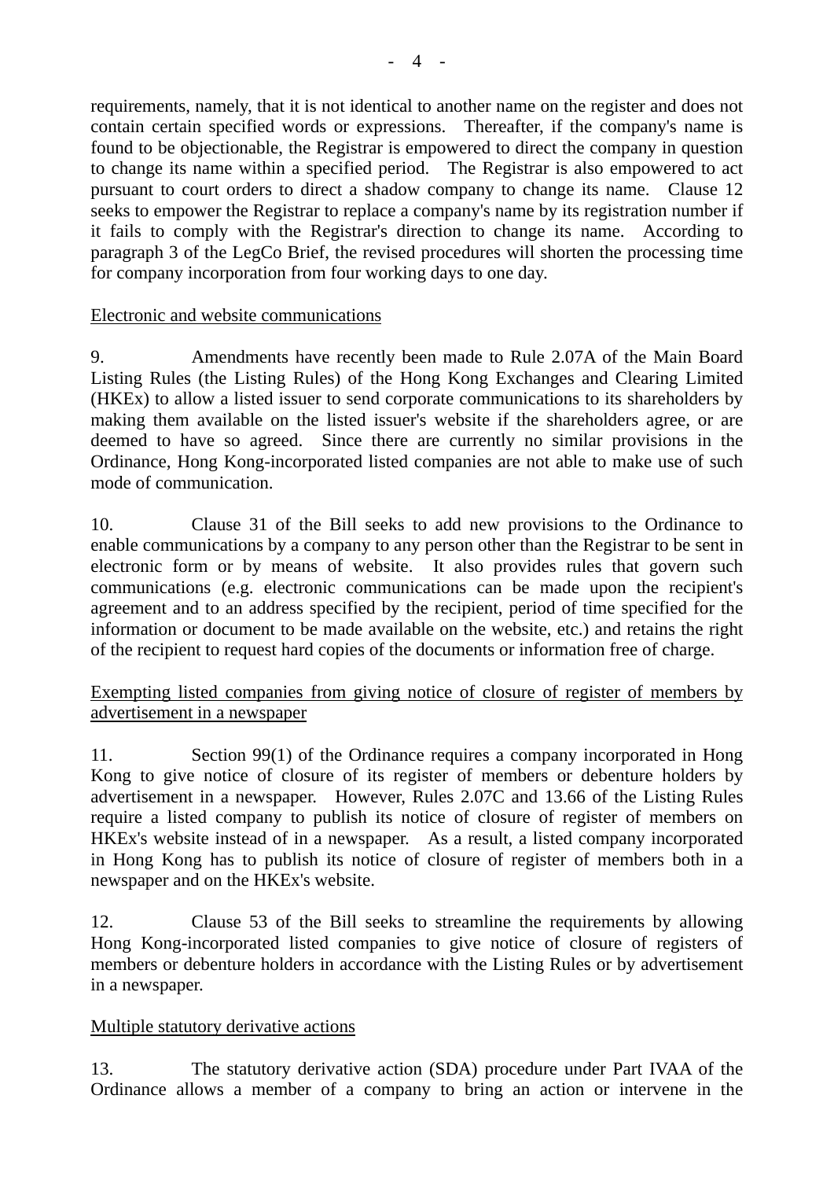requirements, namely, that it is not identical to another name on the register and does not contain certain specified words or expressions. Thereafter, if the company's name is found to be objectionable, the Registrar is empowered to direct the company in question to change its name within a specified period. The Registrar is also empowered to act pursuant to court orders to direct a shadow company to change its name. Clause 12 seeks to empower the Registrar to replace a company's name by its registration number if it fails to comply with the Registrar's direction to change its name. According to paragraph 3 of the LegCo Brief, the revised procedures will shorten the processing time for company incorporation from four working days to one day.

<u>Electronic and website communications</u>

9. Amendments have recently been made to Rule 2.07A of the Main Board Listing Rules (the Listing Rules) of the Hong Kong Exchanges and Clearing Limited (HKEx) to allow a listed issuer to send corporate communications to its shareholders by making them available on the listed issuer's website if the shareholders agree, or are deemed to have so agreed. Since there are currently no similar provisions in the Ordinance, Hong Kong-incorporated listed companies are not able to make use of such mode of communication.

10. Clause 31 of the Bill seeks to add new provisions to the Ordinance to enable communications by a company to any person other than the Registrar to be sent in electronic form or by means of website. It also provides rules that govern such communications (e.g. electronic communications can be made upon the recipient's agreement and to an address specified by the recipient, period of time specified for the information or document to be made available on the website, etc.) and retains the right of the recipient to request hard copies of the documents or information free of charge.

<u>Exempting listed companies from giving notice of closure of register of members by advertisement in a newspaper</u>

11. Section 99(1) of the Ordinance requires a company incorporated in Hong Kong to give notice of closure of its register of members or debenture holders by advertisement in a newspaper. However, Rules 2.07C and 13.66 of the Listing Rules require a listed company to publish its notice of closure of register of members on HKEx's website instead of in a newspaper. As a result, a listed company incorporated in Hong Kong has to publish its notice of closure of register of members both in a newspaper and on the HKEx's website.

12. Clause 53 of the Bill seeks to streamline the requirements by allowing Hong Kong-incorporated listed companies to give notice of closure of registers of members or debenture holders in accordance with the Listing Rules or by advertisement in a newspaper.

<u>Multiple statutory derivative actions</u>

13. The statutory derivative action (SDA) procedure under Part IVAA of the Ordinance allows a member of a company to bring an action or intervene in the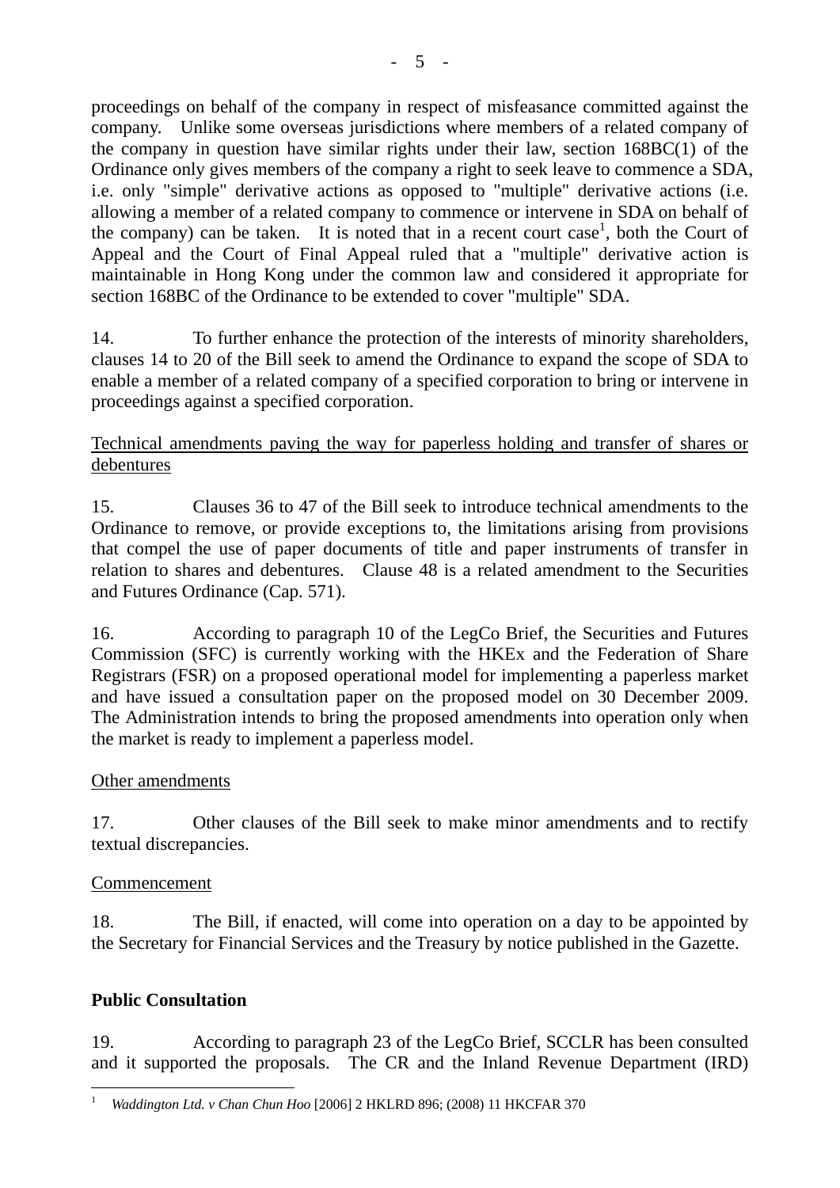proceedings on behalf of the company in respect of misfeasance committed against the company. Unlike some overseas jurisdictions where members of a related company of the company in question have similar rights under their law, section 168BC(1) of the Ordinance only gives members of the company a right to seek leave to commence a SDA, i.e. only "simple" derivative actions as opposed to "multiple" derivative actions (i.e. allowing a member of a related company to commence or intervene in SDA on behalf of the company) can be taken. It is noted that in a recent court case[1], both the Court of Appeal and the Court of Final Appeal ruled that a "multiple" derivative action is maintainable in Hong Kong under the common law and considered it appropriate for section 168BC of the Ordinance to be extended to cover "multiple" SDA.

14. To further enhance the protection of the interests of minority shareholders, clauses 14 to 20 of the Bill seek to amend the Ordinance to expand the scope of SDA to enable a member of a related company of a specified corporation to bring or intervene in proceedings against a specified corporation.

<u>Technical amendments paving the way for paperless holding and transfer of shares or debentures</u>

15. Clauses 36 to 47 of the Bill seek to introduce technical amendments to the Ordinance to remove, or provide exceptions to, the limitations arising from provisions that compel the use of paper documents of title and paper instruments of transfer in relation to shares and debentures. Clause 48 is a related amendment to the Securities and Futures Ordinance (Cap. 571).

16. According to paragraph 10 of the LegCo Brief, the Securities and Futures Commission (SFC) is currently working with the HKEx and the Federation of Share Registrars (FSR) on a proposed operational model for implementing a paperless market and have issued a consultation paper on the proposed model on 30 December 2009. The Administration intends to bring the proposed amendments into operation only when the market is ready to implement a paperless model.

<u>Other amendments</u>

17. Other clauses of the Bill seek to make minor amendments and to rectify textual discrepancies.

<u>Commencement</u>

18. The Bill, if enacted, will come into operation on a day to be appointed by the Secretary for Financial Services and the Treasury by notice published in the Gazette.

**Public Consultation**

19. According to paragraph 23 of the LegCo Brief, SCCLR has been consulted and it supported the proposals. The CR and the Inland Revenue Department (IRD)

---

[1] *Waddington Ltd. v Chan Chun Hoo* [2006] 2 HKLRD 896; (2008) 11 HKCFAR 370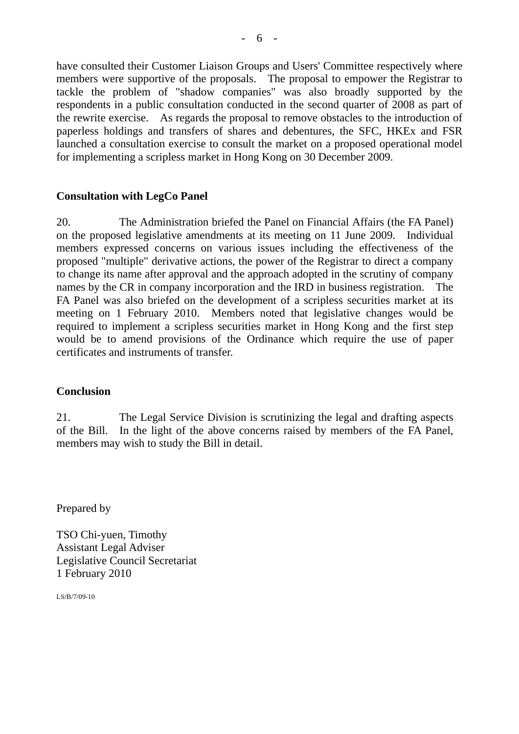have consulted their Customer Liaison Groups and Users' Committee respectively where members were supportive of the proposals. The proposal to empower the Registrar to tackle the problem of "shadow companies" was also broadly supported by the respondents in a public consultation conducted in the second quarter of 2008 as part of the rewrite exercise. As regards the proposal to remove obstacles to the introduction of paperless holdings and transfers of shares and debentures, the SFC, HKEx and FSR launched a consultation exercise to consult the market on a proposed operational model for implementing a scripless market in Hong Kong on 30 December 2009.

**Consultation with LegCo Panel**

20. The Administration briefed the Panel on Financial Affairs (the FA Panel) on the proposed legislative amendments at its meeting on 11 June 2009. Individual members expressed concerns on various issues including the effectiveness of the proposed "multiple" derivative actions, the power of the Registrar to direct a company to change its name after approval and the approach adopted in the scrutiny of company names by the CR in company incorporation and the IRD in business registration. The FA Panel was also briefed on the development of a scripless securities market at its meeting on 1 February 2010. Members noted that legislative changes would be required to implement a scripless securities market in Hong Kong and the first step would be to amend provisions of the Ordinance which require the use of paper certificates and instruments of transfer.

**Conclusion**

21. The Legal Service Division is scrutinizing the legal and drafting aspects of the Bill. In the light of the above concerns raised by members of the FA Panel, members may wish to study the Bill in detail.

Prepared by

TSO Chi-yuen, Timothy
Assistant Legal Adviser
Legislative Council Secretariat
1 February 2010

LS/B/7/09-10